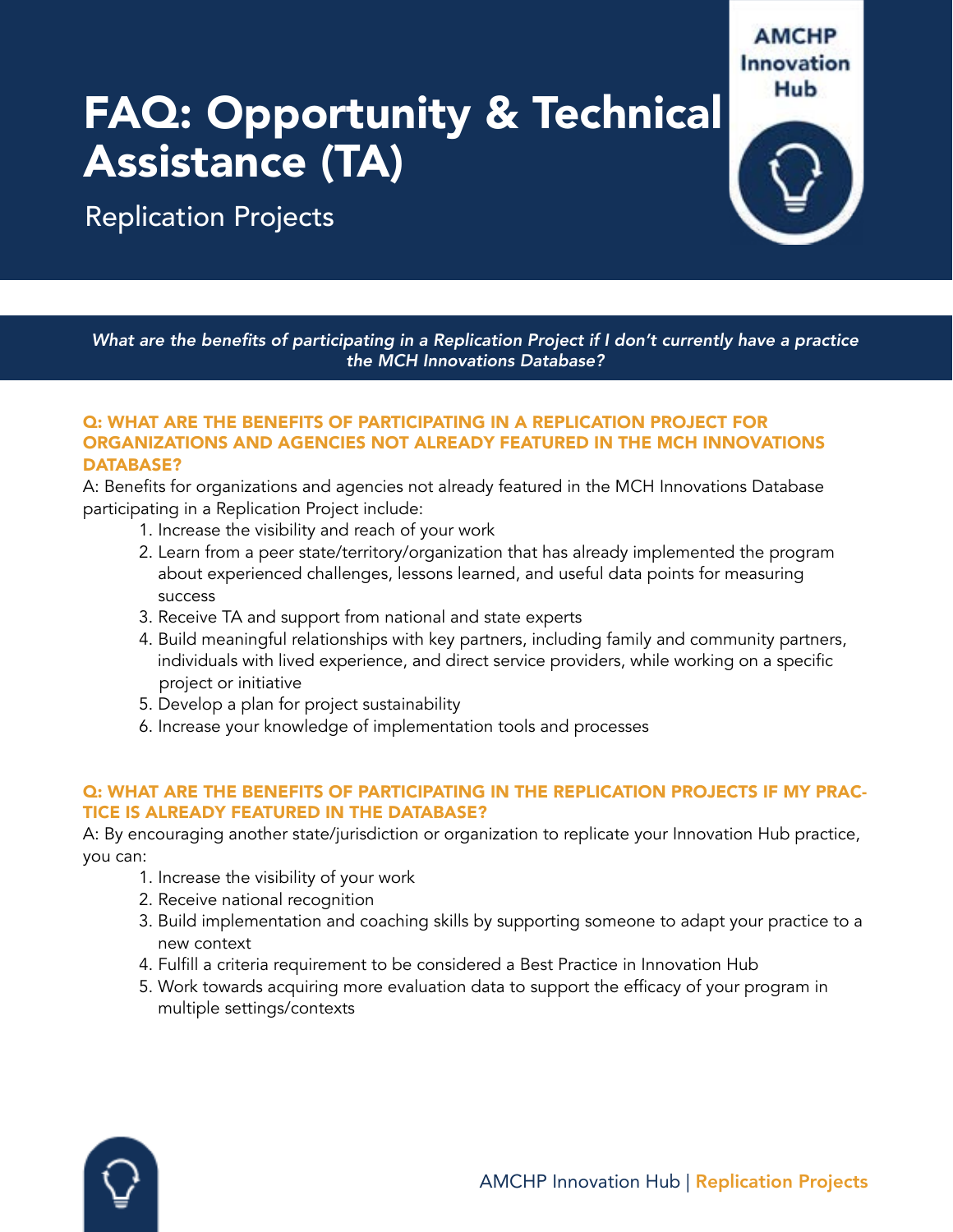# FAQ: Opportunity & Technical Assistance (TA)

## Replication Projects

*What are the benefits of participating in a Replication Project if I don't currently have a practice the MCH Innovations Database?*

**Q: WHAT ARE THE BENEFITS OF PARTICIPATING IN A REPLICATION PROJECT FOR ORGANIZATIONS AND AGENCIES NOT ALREADY FEATURED IN THE MCH INNOVATIONS DATABASE?**

A: Benefits for organizations and agencies not already featured in the MCH Innovations Database participating in a Replication Project include:

1. Increase the visibility and reach of your work
2. Learn from a peer state/territory/organization that has already implemented the program about experienced challenges, lessons learned, and useful data points for measuring success
3. Receive TA and support from national and state experts
4. Build meaningful relationships with key partners, including family and community partners, individuals with lived experience, and direct service providers, while working on a specific project or initiative
5. Develop a plan for project sustainability
6. Increase your knowledge of implementation tools and processes

**Q: WHAT ARE THE BENEFITS OF PARTICIPATING IN THE REPLICATION PROJECTS IF MY PRACTICE IS ALREADY FEATURED IN THE DATABASE?**

A: By encouraging another state/jurisdiction or organization to replicate your Innovation Hub practice, you can:

1. Increase the visibility of your work
2. Receive national recognition
3. Build implementation and coaching skills by supporting someone to adapt your practice to a new context
4. Fulfill a criteria requirement to be considered a Best Practice in Innovation Hub
5. Work towards acquiring more evaluation data to support the efficacy of your program in multiple settings/contexts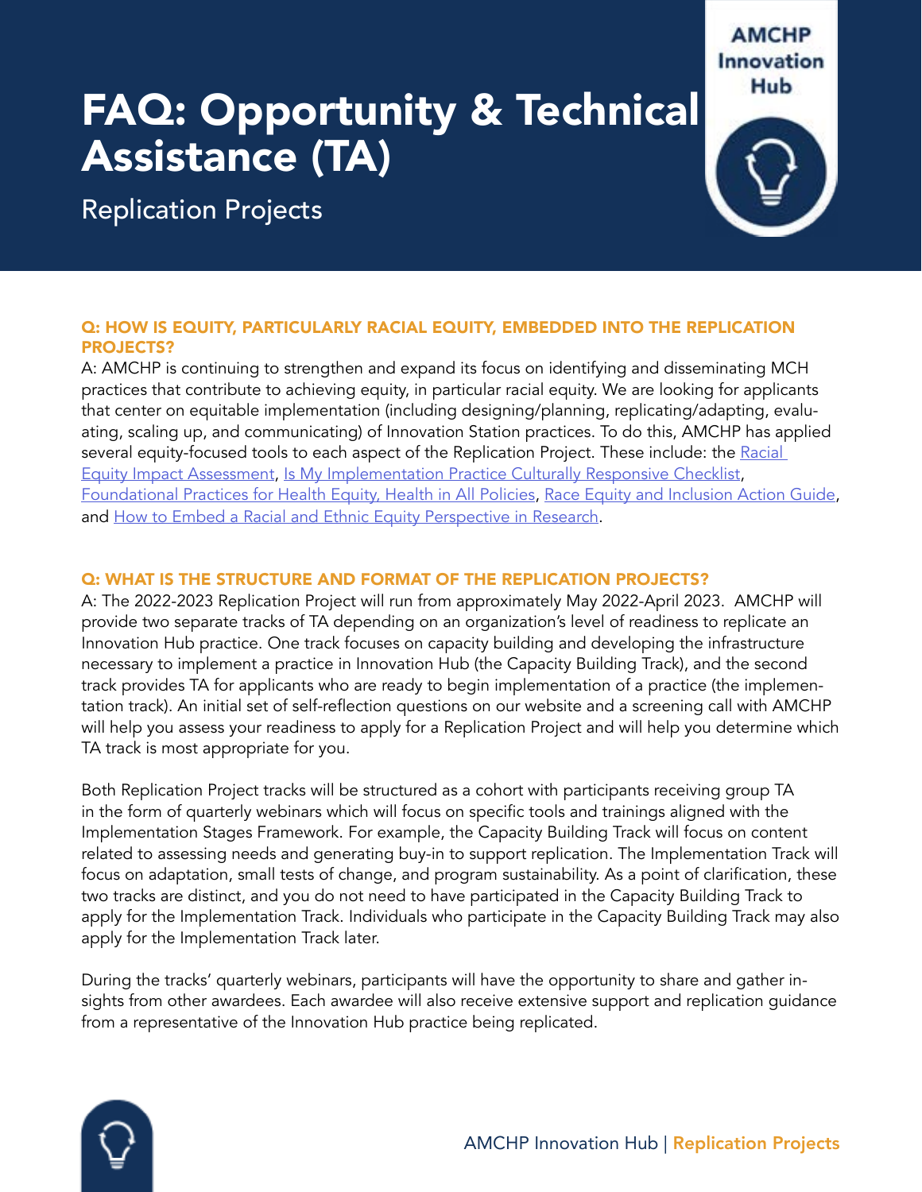# FAQ: Opportunity & Technical Assistance (TA)

Replication Projects

**Q: HOW IS EQUITY, PARTICULARLY RACIAL EQUITY, EMBEDDED INTO THE REPLICATION PROJECTS?**

A: AMCHP is continuing to strengthen and expand its focus on identifying and disseminating MCH practices that contribute to achieving equity, in particular racial equity. We are looking for applicants that center on equitable implementation (including designing/planning, replicating/adapting, evaluating, scaling up, and communicating) of Innovation Station practices. To do this, AMCHP has applied several equity-focused tools to each aspect of the Replication Project. These include: the Racial Equity Impact Assessment, Is My Implementation Practice Culturally Responsive Checklist, Foundational Practices for Health Equity, Health in All Policies, Race Equity and Inclusion Action Guide, and How to Embed a Racial and Ethnic Equity Perspective in Research.

**Q: WHAT IS THE STRUCTURE AND FORMAT OF THE REPLICATION PROJECTS?**

A: The 2022-2023 Replication Project will run from approximately May 2022-April 2023. AMCHP will provide two separate tracks of TA depending on an organization's level of readiness to replicate an Innovation Hub practice. One track focuses on capacity building and developing the infrastructure necessary to implement a practice in Innovation Hub (the Capacity Building Track), and the second track provides TA for applicants who are ready to begin implementation of a practice (the implementation track). An initial set of self-reflection questions on our website and a screening call with AMCHP will help you assess your readiness to apply for a Replication Project and will help you determine which TA track is most appropriate for you.

Both Replication Project tracks will be structured as a cohort with participants receiving group TA in the form of quarterly webinars which will focus on specific tools and trainings aligned with the Implementation Stages Framework. For example, the Capacity Building Track will focus on content related to assessing needs and generating buy-in to support replication. The Implementation Track will focus on adaptation, small tests of change, and program sustainability. As a point of clarification, these two tracks are distinct, and you do not need to have participated in the Capacity Building Track to apply for the Implementation Track. Individuals who participate in the Capacity Building Track may also apply for the Implementation Track later.

During the tracks' quarterly webinars, participants will have the opportunity to share and gather insights from other awardees. Each awardee will also receive extensive support and replication guidance from a representative of the Innovation Hub practice being replicated.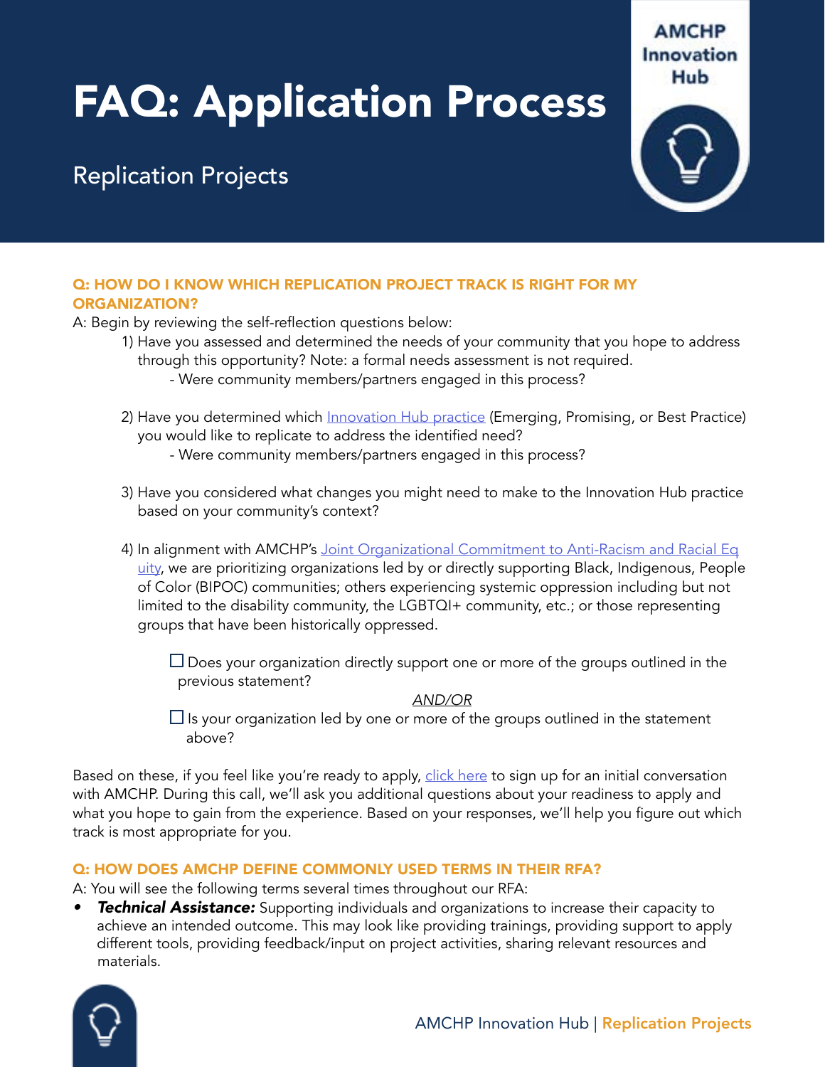# FAQ: Application Process

## Replication Projects

### Q: HOW DO I KNOW WHICH REPLICATION PROJECT TRACK IS RIGHT FOR MY ORGANIZATION?

A: Begin by reviewing the self-reflection questions below:

1) Have you assessed and determined the needs of your community that you hope to address through this opportunity? Note: a formal needs assessment is not required.
   - Were community members/partners engaged in this process?

2) Have you determined which Innovation Hub practice (Emerging, Promising, or Best Practice) you would like to replicate to address the identified need?
   - Were community members/partners engaged in this process?

3) Have you considered what changes you might need to make to the Innovation Hub practice based on your community's context?

4) In alignment with AMCHP's Joint Organizational Commitment to Anti-Racism and Racial Equity, we are prioritizing organizations led by or directly supporting Black, Indigenous, People of Color (BIPOC) communities; others experiencing systemic oppression including but not limited to the disability community, the LGBTQI+ community, etc.; or those representing groups that have been historically oppressed.

   ☐ Does your organization directly support one or more of the groups outlined in the previous statement?

   *AND/OR*

   ☐ Is your organization led by one or more of the groups outlined in the statement above?

Based on these, if you feel like you're ready to apply, click here to sign up for an initial conversation with AMCHP. During this call, we'll ask you additional questions about your readiness to apply and what you hope to gain from the experience. Based on your responses, we'll help you figure out which track is most appropriate for you.

### Q: HOW DOES AMCHP DEFINE COMMONLY USED TERMS IN THEIR RFA?

A: You will see the following terms several times throughout our RFA:

- ***Technical Assistance:*** Supporting individuals and organizations to increase their capacity to achieve an intended outcome. This may look like providing trainings, providing support to apply different tools, providing feedback/input on project activities, sharing relevant resources and materials.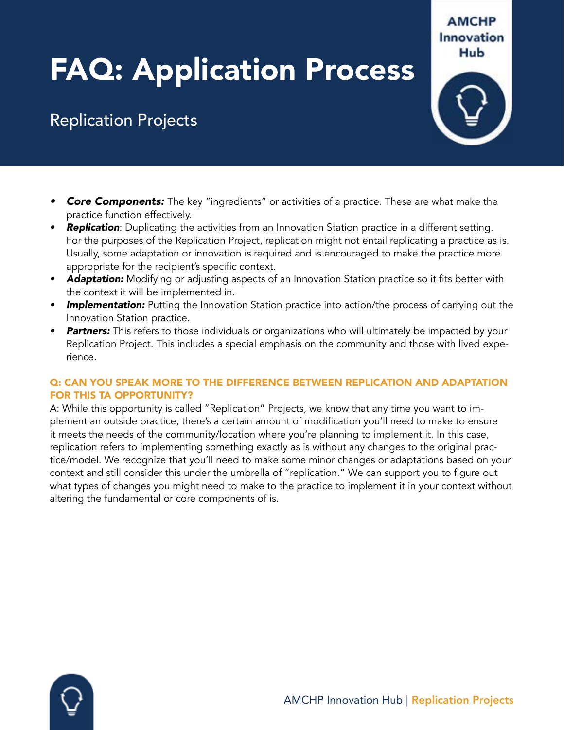# FAQ: Application Process

Replication Projects

- ***Core Components:*** The key "ingredients" or activities of a practice. These are what make the practice function effectively.
- ***Replication***: Duplicating the activities from an Innovation Station practice in a different setting. For the purposes of the Replication Project, replication might not entail replicating a practice as is. Usually, some adaptation or innovation is required and is encouraged to make the practice more appropriate for the recipient's specific context.
- ***Adaptation:*** Modifying or adjusting aspects of an Innovation Station practice so it fits better with the context it will be implemented in.
- ***Implementation:*** Putting the Innovation Station practice into action/the process of carrying out the Innovation Station practice.
- ***Partners:*** This refers to those individuals or organizations who will ultimately be impacted by your Replication Project. This includes a special emphasis on the community and those with lived experience.

### Q: CAN YOU SPEAK MORE TO THE DIFFERENCE BETWEEN REPLICATION AND ADAPTATION FOR THIS TA OPPORTUNITY?

A: While this opportunity is called "Replication" Projects, we know that any time you want to implement an outside practice, there's a certain amount of modification you'll need to make to ensure it meets the needs of the community/location where you're planning to implement it. In this case, replication refers to implementing something exactly as is without any changes to the original practice/model. We recognize that you'll need to make some minor changes or adaptations based on your context and still consider this under the umbrella of "replication." We can support you to figure out what types of changes you might need to make to the practice to implement it in your context without altering the fundamental or core components of is.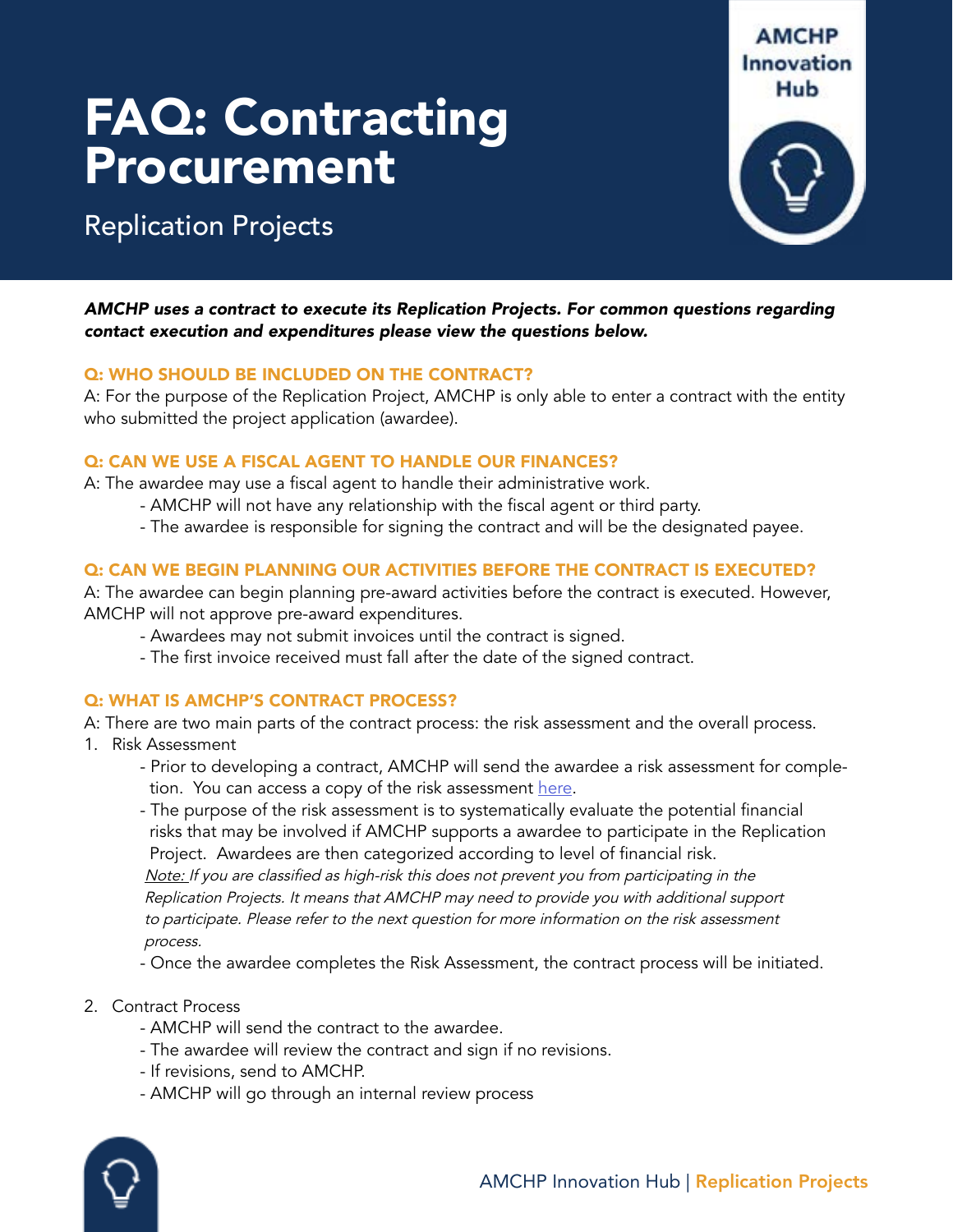# FAQ: Contracting Procurement

Replication Projects

***AMCHP uses a contract to execute its Replication Projects. For common questions regarding contact execution and expenditures please view the questions below.***

### Q: WHO SHOULD BE INCLUDED ON THE CONTRACT?

A: For the purpose of the Replication Project, AMCHP is only able to enter a contract with the entity who submitted the project application (awardee).

### Q: CAN WE USE A FISCAL AGENT TO HANDLE OUR FINANCES?

A: The awardee may use a fiscal agent to handle their administrative work.

- AMCHP will not have any relationship with the fiscal agent or third party.
- The awardee is responsible for signing the contract and will be the designated payee.

### Q: CAN WE BEGIN PLANNING OUR ACTIVITIES BEFORE THE CONTRACT IS EXECUTED?

A: The awardee can begin planning pre-award activities before the contract is executed. However, AMCHP will not approve pre-award expenditures.

- Awardees may not submit invoices until the contract is signed.
- The first invoice received must fall after the date of the signed contract.

### Q: WHAT IS AMCHP'S CONTRACT PROCESS?

A: There are two main parts of the contract process: the risk assessment and the overall process.

1. Risk Assessment
   - Prior to developing a contract, AMCHP will send the awardee a risk assessment for completion. You can access a copy of the risk assessment here.
   - The purpose of the risk assessment is to systematically evaluate the potential financial risks that may be involved if AMCHP supports a awardee to participate in the Replication Project. Awardees are then categorized according to level of financial risk.

     *Note: If you are classified as high-risk this does not prevent you from participating in the Replication Projects. It means that AMCHP may need to provide you with additional support to participate. Please refer to the next question for more information on the risk assessment process.*
   - Once the awardee completes the Risk Assessment, the contract process will be initiated.

2. Contract Process
   - AMCHP will send the contract to the awardee.
   - The awardee will review the contract and sign if no revisions.
   - If revisions, send to AMCHP.
   - AMCHP will go through an internal review process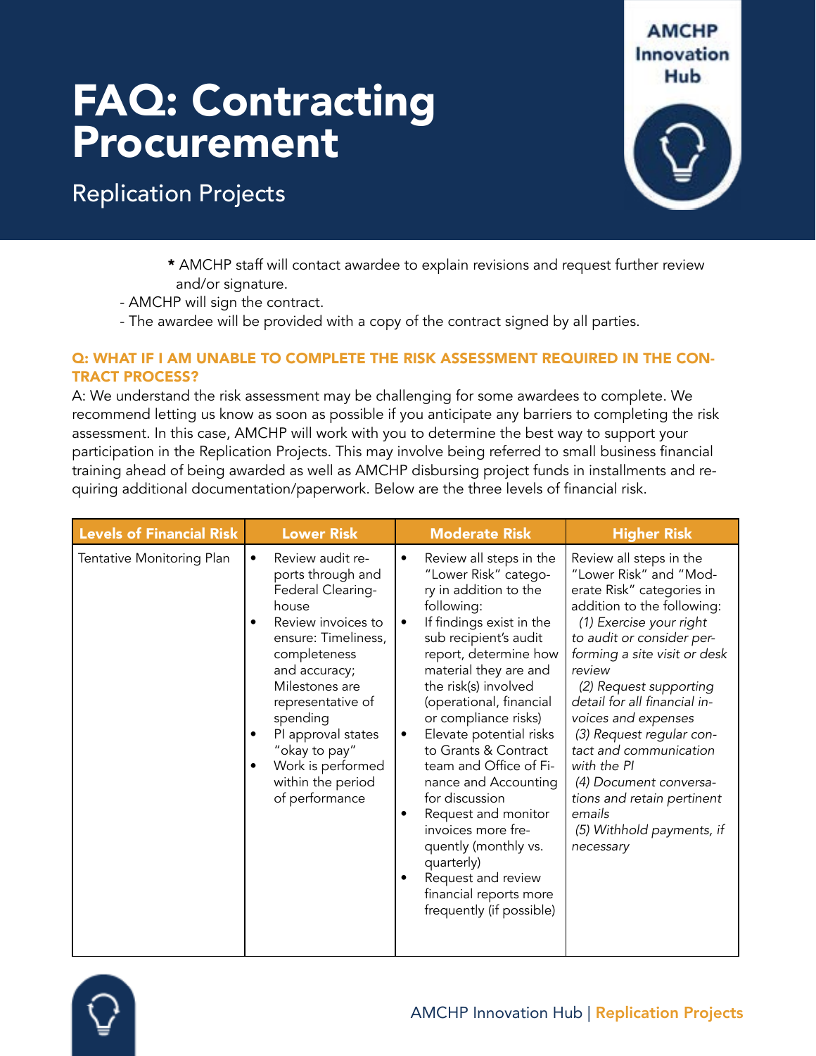# FAQ: Contracting Procurement

Replication Projects

  * AMCHP staff will contact awardee to explain revisions and request further review and/or signature.
- AMCHP will sign the contract.
- The awardee will be provided with a copy of the contract signed by all parties.

**Q: WHAT IF I AM UNABLE TO COMPLETE THE RISK ASSESSMENT REQUIRED IN THE CONTRACT PROCESS?**

A: We understand the risk assessment may be challenging for some awardees to complete. We recommend letting us know as soon as possible if you anticipate any barriers to completing the risk assessment. In this case, AMCHP will work with you to determine the best way to support your participation in the Replication Projects. This may involve being referred to small business financial training ahead of being awarded as well as AMCHP disbursing project funds in installments and requiring additional documentation/paperwork. Below are the three levels of financial risk.

| Levels of Financial Risk | Lower Risk | Moderate Risk | Higher Risk |
| --- | --- | --- | --- |
| Tentative Monitoring Plan | • Review audit reports through and Federal Clearinghouse<br>• Review invoices to ensure: Timeliness, completeness and accuracy; Milestones are representative of spending<br>• PI approval states "okay to pay"<br>• Work is performed within the period of performance | • Review all steps in the "Lower Risk" category in addition to the following:<br>• If findings exist in the sub recipient's audit report, determine how material they are and the risk(s) involved (operational, financial or compliance risks)<br>• Elevate potential risks to Grants & Contract team and Office of Finance and Accounting for discussion<br>• Request and monitor invoices more frequently (monthly vs. quarterly)<br>• Request and review financial reports more frequently (if possible) | Review all steps in the "Lower Risk" and "Moderate Risk" categories in addition to the following:<br>*(1) Exercise your right to audit or consider performing a site visit or desk review*<br>*(2) Request supporting detail for all financial invoices and expenses*<br>*(3) Request regular contact and communication with the PI*<br>*(4) Document conversations and retain pertinent emails*<br>*(5) Withhold payments, if necessary* |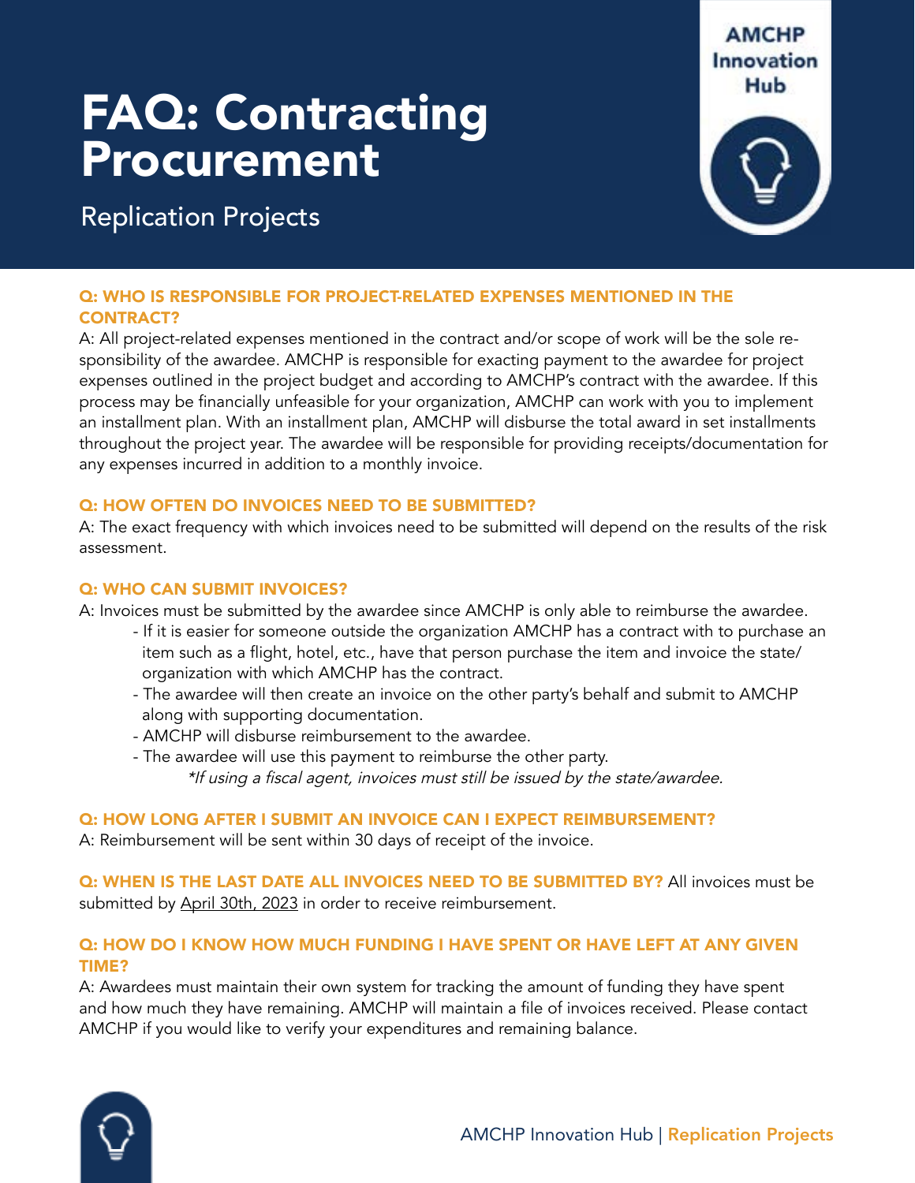# FAQ: Contracting Procurement

Replication Projects

AMCHP Innovation Hub

### Q: WHO IS RESPONSIBLE FOR PROJECT-RELATED EXPENSES MENTIONED IN THE CONTRACT?

A: All project-related expenses mentioned in the contract and/or scope of work will be the sole responsibility of the awardee. AMCHP is responsible for exacting payment to the awardee for project expenses outlined in the project budget and according to AMCHP's contract with the awardee. If this process may be financially unfeasible for your organization, AMCHP can work with you to implement an installment plan. With an installment plan, AMCHP will disburse the total award in set installments throughout the project year. The awardee will be responsible for providing receipts/documentation for any expenses incurred in addition to a monthly invoice.

### Q: HOW OFTEN DO INVOICES NEED TO BE SUBMITTED?

A: The exact frequency with which invoices need to be submitted will depend on the results of the risk assessment.

### Q: WHO CAN SUBMIT INVOICES?

A: Invoices must be submitted by the awardee since AMCHP is only able to reimburse the awardee.

- If it is easier for someone outside the organization AMCHP has a contract with to purchase an item such as a flight, hotel, etc., have that person purchase the item and invoice the state/organization with which AMCHP has the contract.
- The awardee will then create an invoice on the other party's behalf and submit to AMCHP along with supporting documentation.
- AMCHP will disburse reimbursement to the awardee.
- The awardee will use this payment to reimburse the other party.

*\*If using a fiscal agent, invoices must still be issued by the state/awardee.*

### Q: HOW LONG AFTER I SUBMIT AN INVOICE CAN I EXPECT REIMBURSEMENT?

A: Reimbursement will be sent within 30 days of receipt of the invoice.

**Q: WHEN IS THE LAST DATE ALL INVOICES NEED TO BE SUBMITTED BY?** All invoices must be submitted by <u>April 30th, 2023</u> in order to receive reimbursement.

### Q: HOW DO I KNOW HOW MUCH FUNDING I HAVE SPENT OR HAVE LEFT AT ANY GIVEN TIME?

A: Awardees must maintain their own system for tracking the amount of funding they have spent and how much they have remaining. AMCHP will maintain a file of invoices received. Please contact AMCHP if you would like to verify your expenditures and remaining balance.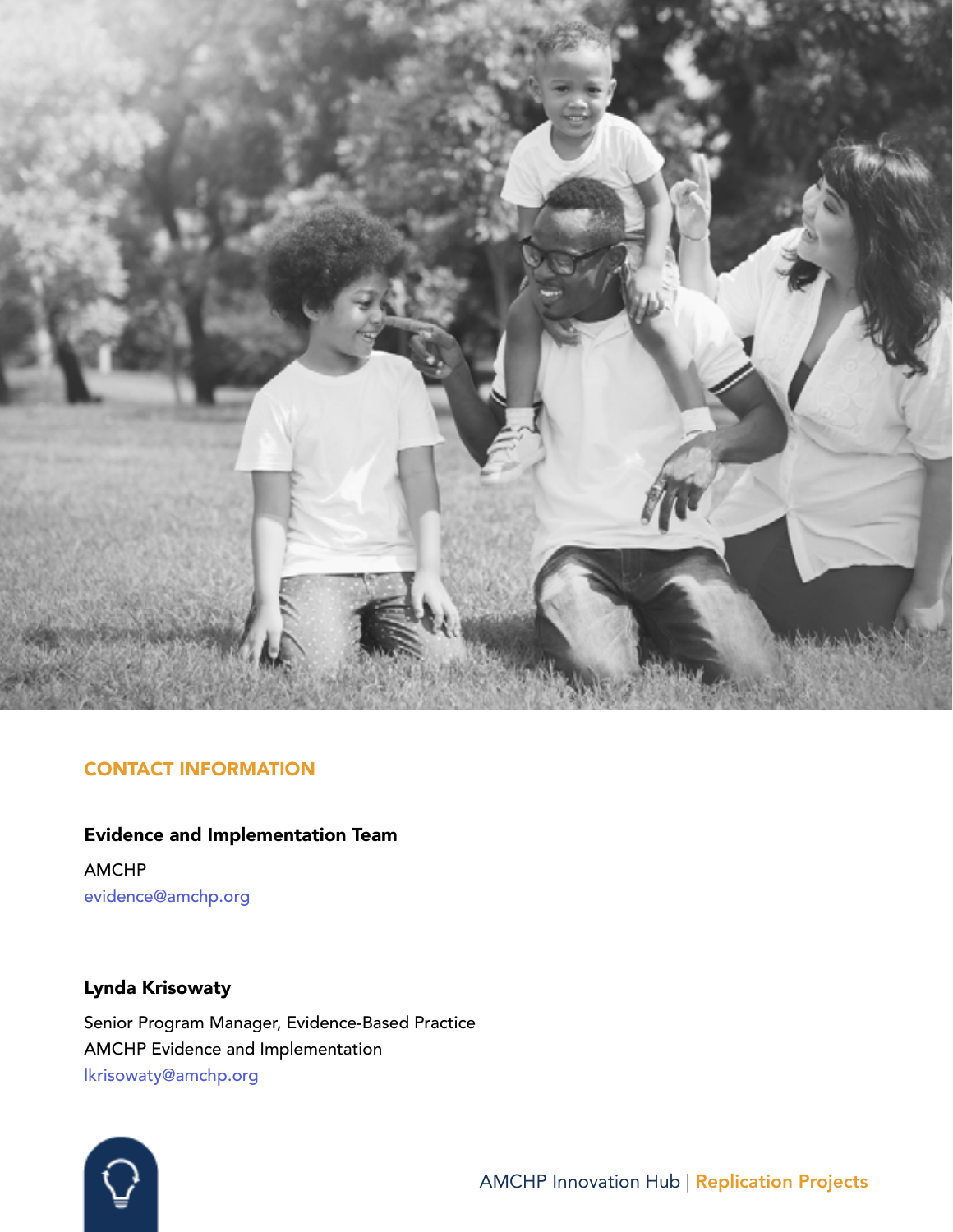## CONTACT INFORMATION

**Evidence and Implementation Team**

AMCHP
evidence@amchp.org

**Lynda Krisowaty**

Senior Program Manager, Evidence-Based Practice
AMCHP Evidence and Implementation
lkrisowaty@amchp.org

AMCHP Innovation Hub | Replication Projects